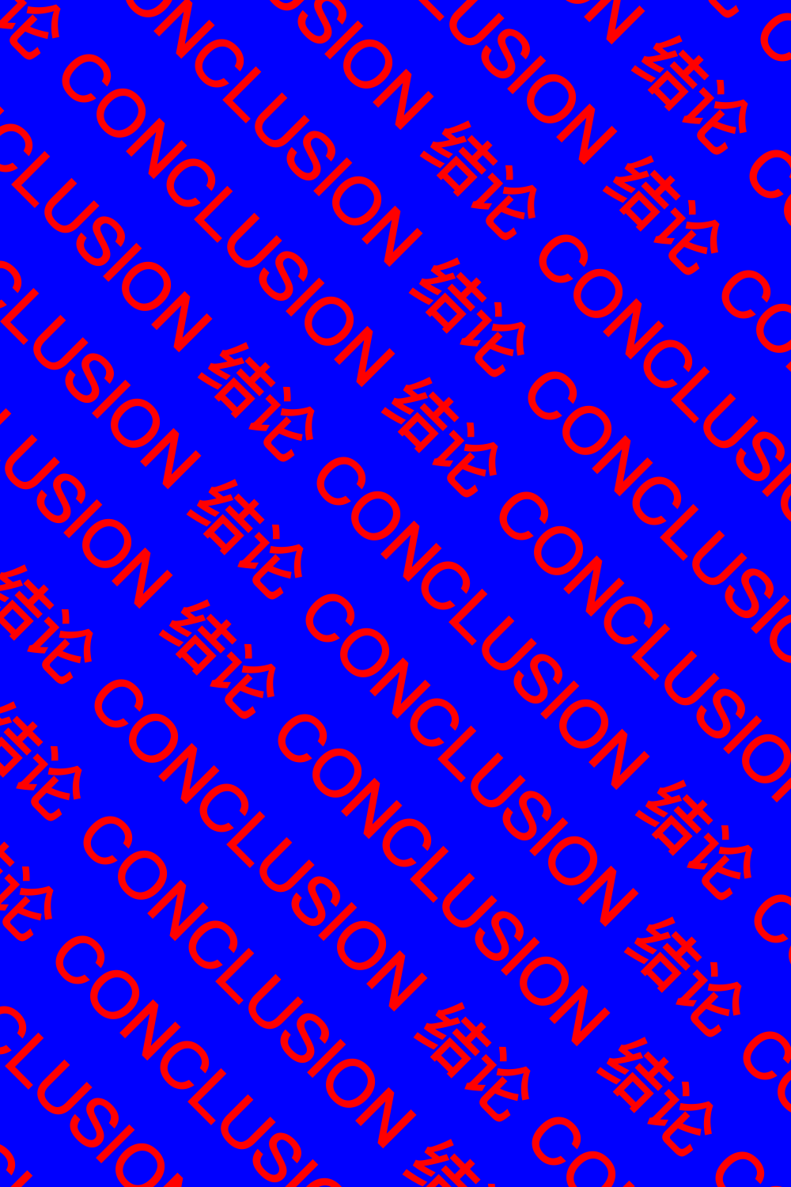# CONCLUSION 结论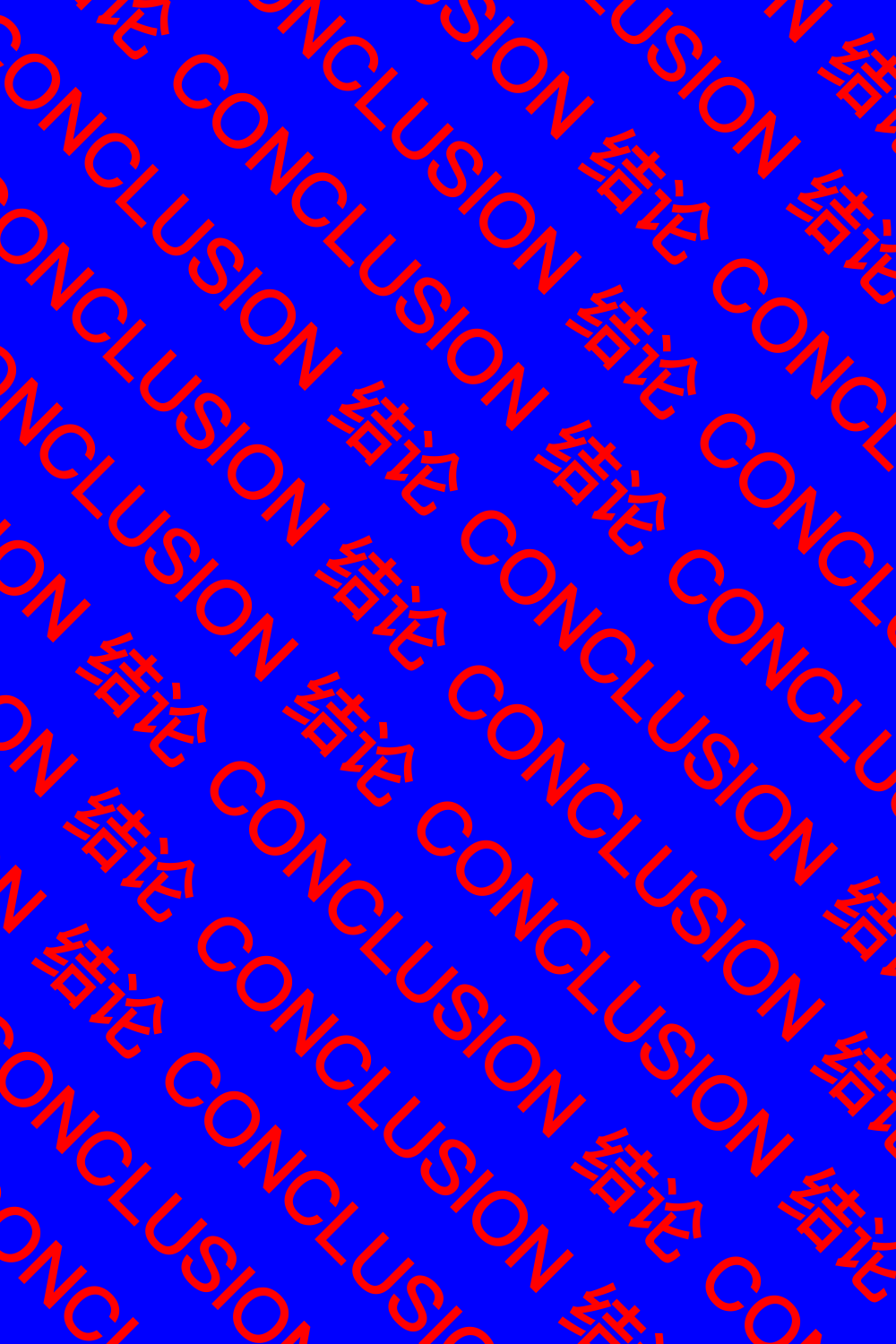# CONCLUSION 结论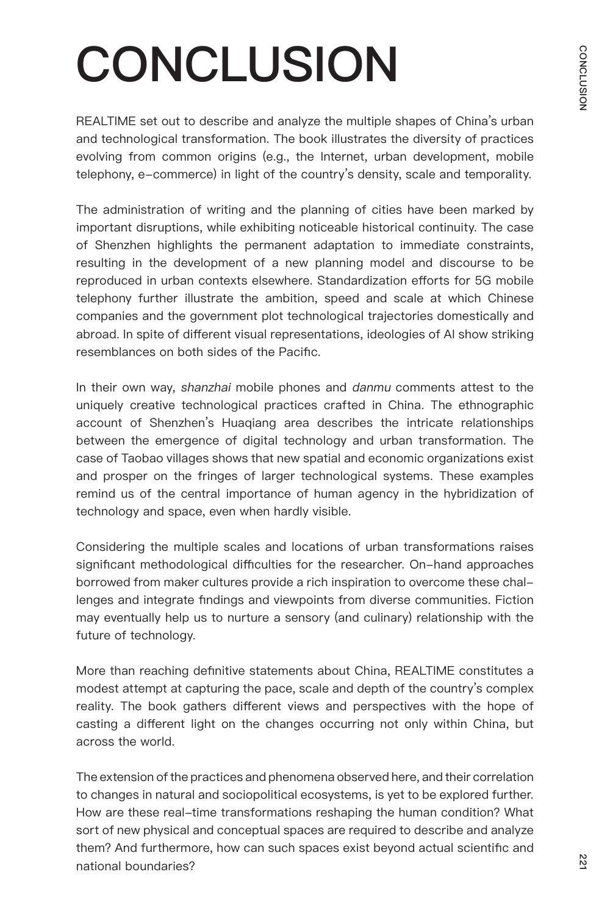# CONCLUSION

REALTIME set out to describe and analyze the multiple shapes of China's urban and technological transformation. The book illustrates the diversity of practices evolving from common origins (e.g., the Internet, urban development, mobile telephony, e-commerce) in light of the country's density, scale and temporality.

The administration of writing and the planning of cities have been marked by important disruptions, while exhibiting noticeable historical continuity. The case of Shenzhen highlights the permanent adaptation to immediate constraints, resulting in the development of a new planning model and discourse to be reproduced in urban contexts elsewhere. Standardization efforts for 5G mobile telephony further illustrate the ambition, speed and scale at which Chinese companies and the government plot technological trajectories domestically and abroad. In spite of different visual representations, ideologies of AI show striking resemblances on both sides of the Pacific.

In their own way, *shanzhai* mobile phones and *danmu* comments attest to the uniquely creative technological practices crafted in China. The ethnographic account of Shenzhen's Huaqiang area describes the intricate relationships between the emergence of digital technology and urban transformation. The case of Taobao villages shows that new spatial and economic organizations exist and prosper on the fringes of larger technological systems. These examples remind us of the central importance of human agency in the hybridization of technology and space, even when hardly visible.

Considering the multiple scales and locations of urban transformations raises significant methodological difficulties for the researcher. On-hand approaches borrowed from maker cultures provide a rich inspiration to overcome these challenges and integrate findings and viewpoints from diverse communities. Fiction may eventually help us to nurture a sensory (and culinary) relationship with the future of technology.

More than reaching definitive statements about China, REALTIME constitutes a modest attempt at capturing the pace, scale and depth of the country's complex reality. The book gathers different views and perspectives with the hope of casting a different light on the changes occurring not only within China, but across the world.

The extension of the practices and phenomena observed here, and their correlation to changes in natural and sociopolitical ecosystems, is yet to be explored further. How are these real-time transformations reshaping the human condition? What sort of new physical and conceptual spaces are required to describe and analyze them? And furthermore, how can such spaces exist beyond actual scientific and national boundaries?